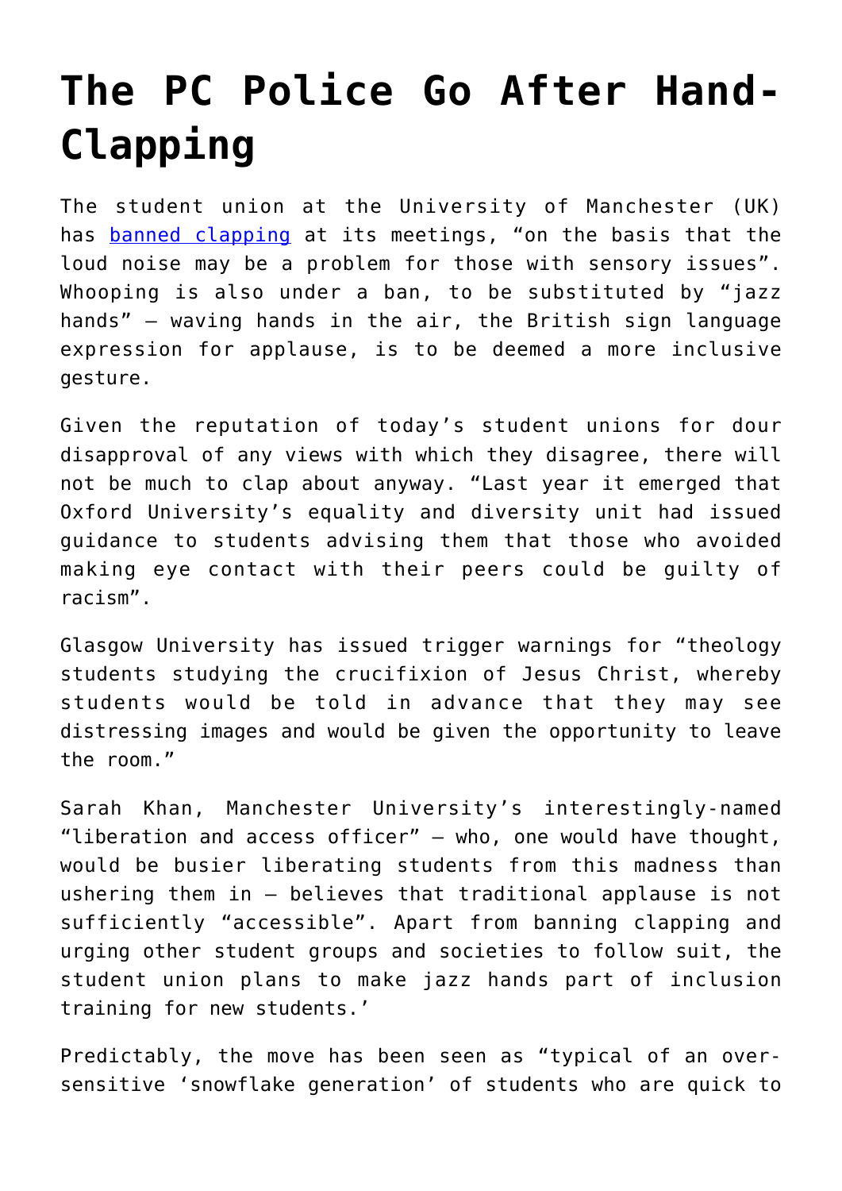# The PC Police Go After Hand-Clapping

The student union at the University of Manchester (UK) has banned clapping at its meetings, "on the basis that the loud noise may be a problem for those with sensory issues". Whooping is also under a ban, to be substituted by "jazz hands" – waving hands in the air, the British sign language expression for applause, is to be deemed a more inclusive gesture.

Given the reputation of today's student unions for dour disapproval of any views with which they disagree, there will not be much to clap about anyway. "Last year it emerged that Oxford University's equality and diversity unit had issued guidance to students advising them that those who avoided making eye contact with their peers could be guilty of racism".

Glasgow University has issued trigger warnings for "theology students studying the crucifixion of Jesus Christ, whereby students would be told in advance that they may see distressing images and would be given the opportunity to leave the room."

Sarah Khan, Manchester University's interestingly-named "liberation and access officer" – who, one would have thought, would be busier liberating students from this madness than ushering them in – believes that traditional applause is not sufficiently "accessible". Apart from banning clapping and urging other student groups and societies to follow suit, the student union plans to make jazz hands part of inclusion training for new students.'

Predictably, the move has been seen as "typical of an over-sensitive 'snowflake generation' of students who are quick to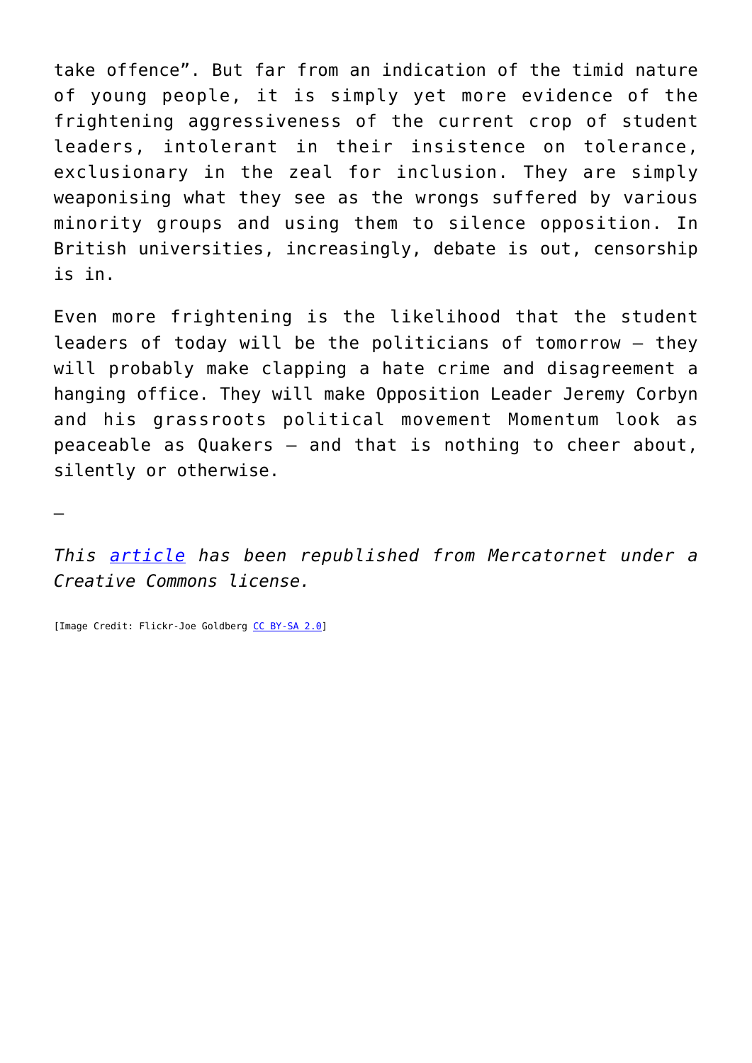take offence". But far from an indication of the timid nature of young people, it is simply yet more evidence of the frightening aggressiveness of the current crop of student leaders, intolerant in their insistence on tolerance, exclusionary in the zeal for inclusion. They are simply weaponising what they see as the wrongs suffered by various minority groups and using them to silence opposition. In British universities, increasingly, debate is out, censorship is in.

Even more frightening is the likelihood that the student leaders of today will be the politicians of tomorrow – they will probably make clapping a hate crime and disagreement a hanging office. They will make Opposition Leader Jeremy Corbyn and his grassroots political movement Momentum look as peaceable as Quakers – and that is nothing to cheer about, silently or otherwise.

—

*This article has been republished from Mercatornet under a Creative Commons license.*

[Image Credit: Flickr-Joe Goldberg CC BY-SA 2.0]